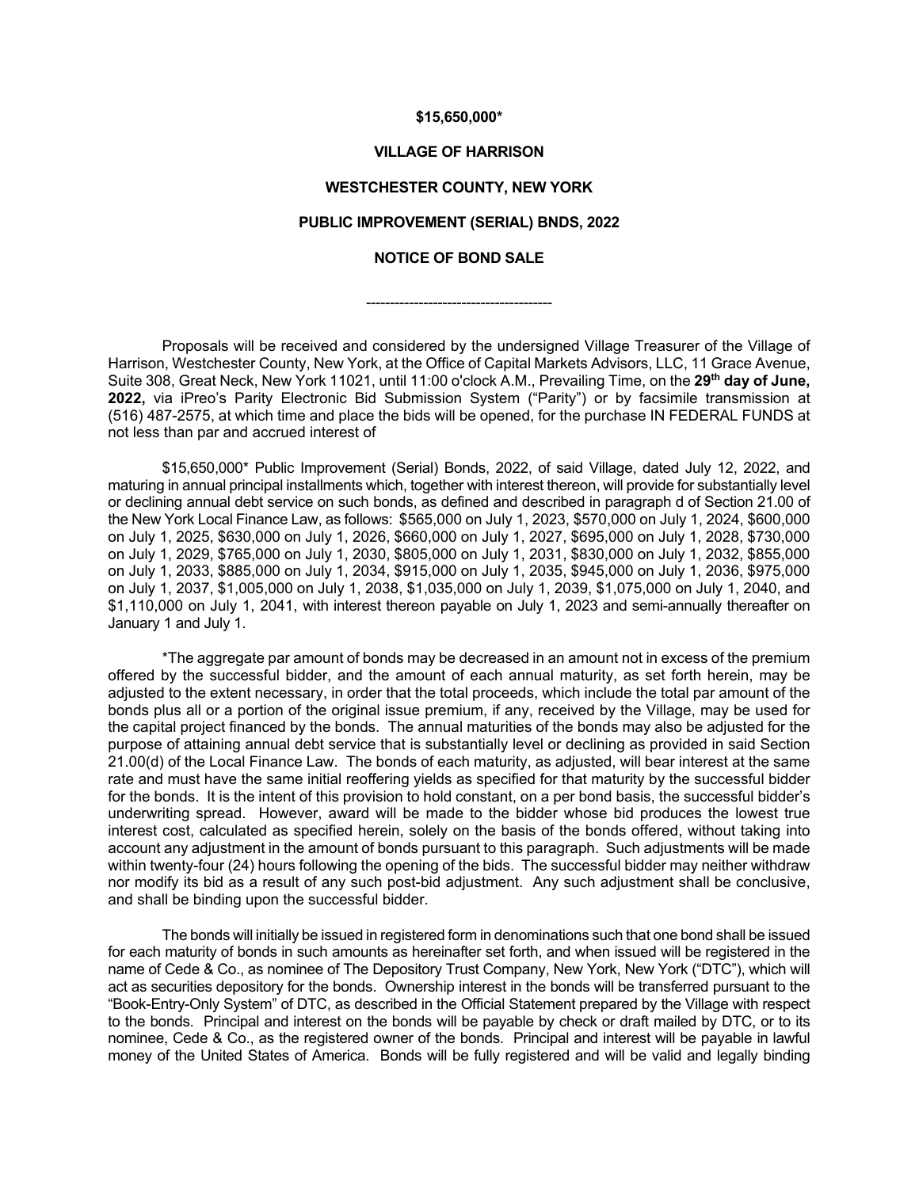**$15,650,000***

**VILLAGE OF HARRISON**

**WESTCHESTER COUNTY, NEW YORK**

**PUBLIC IMPROVEMENT (SERIAL) BNDS, 2022**

**NOTICE OF BOND SALE**

---

Proposals will be received and considered by the undersigned Village Treasurer of the Village of Harrison, Westchester County, New York, at the Office of Capital Markets Advisors, LLC, 11 Grace Avenue, Suite 308, Great Neck, New York 11021, until 11:00 o'clock A.M., Prevailing Time, on the **29th day of June, 2022,** via iPreo's Parity Electronic Bid Submission System ("Parity") or by facsimile transmission at (516) 487-2575, at which time and place the bids will be opened, for the purchase IN FEDERAL FUNDS at not less than par and accrued interest of

$15,650,000* Public Improvement (Serial) Bonds, 2022, of said Village, dated July 12, 2022, and maturing in annual principal installments which, together with interest thereon, will provide for substantially level or declining annual debt service on such bonds, as defined and described in paragraph d of Section 21.00 of the New York Local Finance Law, as follows: $565,000 on July 1, 2023, $570,000 on July 1, 2024, $600,000 on July 1, 2025, $630,000 on July 1, 2026, $660,000 on July 1, 2027, $695,000 on July 1, 2028, $730,000 on July 1, 2029, $765,000 on July 1, 2030, $805,000 on July 1, 2031, $830,000 on July 1, 2032, $855,000 on July 1, 2033, $885,000 on July 1, 2034, $915,000 on July 1, 2035, $945,000 on July 1, 2036, $975,000 on July 1, 2037, $1,005,000 on July 1, 2038, $1,035,000 on July 1, 2039, $1,075,000 on July 1, 2040, and $1,110,000 on July 1, 2041, with interest thereon payable on July 1, 2023 and semi-annually thereafter on January 1 and July 1.

*The aggregate par amount of bonds may be decreased in an amount not in excess of the premium offered by the successful bidder, and the amount of each annual maturity, as set forth herein, may be adjusted to the extent necessary, in order that the total proceeds, which include the total par amount of the bonds plus all or a portion of the original issue premium, if any, received by the Village, may be used for the capital project financed by the bonds. The annual maturities of the bonds may also be adjusted for the purpose of attaining annual debt service that is substantially level or declining as provided in said Section 21.00(d) of the Local Finance Law. The bonds of each maturity, as adjusted, will bear interest at the same rate and must have the same initial reoffering yields as specified for that maturity by the successful bidder for the bonds. It is the intent of this provision to hold constant, on a per bond basis, the successful bidder's underwriting spread. However, award will be made to the bidder whose bid produces the lowest true interest cost, calculated as specified herein, solely on the basis of the bonds offered, without taking into account any adjustment in the amount of bonds pursuant to this paragraph. Such adjustments will be made within twenty-four (24) hours following the opening of the bids. The successful bidder may neither withdraw nor modify its bid as a result of any such post-bid adjustment. Any such adjustment shall be conclusive, and shall be binding upon the successful bidder.

The bonds will initially be issued in registered form in denominations such that one bond shall be issued for each maturity of bonds in such amounts as hereinafter set forth, and when issued will be registered in the name of Cede & Co., as nominee of The Depository Trust Company, New York, New York ("DTC"), which will act as securities depository for the bonds. Ownership interest in the bonds will be transferred pursuant to the "Book-Entry-Only System" of DTC, as described in the Official Statement prepared by the Village with respect to the bonds. Principal and interest on the bonds will be payable by check or draft mailed by DTC, or to its nominee, Cede & Co., as the registered owner of the bonds. Principal and interest will be payable in lawful money of the United States of America. Bonds will be fully registered and will be valid and legally binding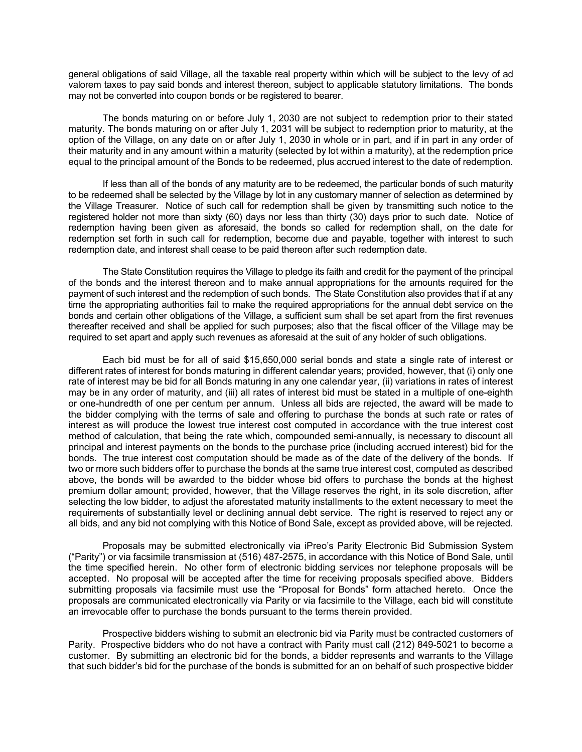general obligations of said Village, all the taxable real property within which will be subject to the levy of ad valorem taxes to pay said bonds and interest thereon, subject to applicable statutory limitations. The bonds may not be converted into coupon bonds or be registered to bearer.

The bonds maturing on or before July 1, 2030 are not subject to redemption prior to their stated maturity. The bonds maturing on or after July 1, 2031 will be subject to redemption prior to maturity, at the option of the Village, on any date on or after July 1, 2030 in whole or in part, and if in part in any order of their maturity and in any amount within a maturity (selected by lot within a maturity), at the redemption price equal to the principal amount of the Bonds to be redeemed, plus accrued interest to the date of redemption.

If less than all of the bonds of any maturity are to be redeemed, the particular bonds of such maturity to be redeemed shall be selected by the Village by lot in any customary manner of selection as determined by the Village Treasurer. Notice of such call for redemption shall be given by transmitting such notice to the registered holder not more than sixty (60) days nor less than thirty (30) days prior to such date. Notice of redemption having been given as aforesaid, the bonds so called for redemption shall, on the date for redemption set forth in such call for redemption, become due and payable, together with interest to such redemption date, and interest shall cease to be paid thereon after such redemption date.

The State Constitution requires the Village to pledge its faith and credit for the payment of the principal of the bonds and the interest thereon and to make annual appropriations for the amounts required for the payment of such interest and the redemption of such bonds. The State Constitution also provides that if at any time the appropriating authorities fail to make the required appropriations for the annual debt service on the bonds and certain other obligations of the Village, a sufficient sum shall be set apart from the first revenues thereafter received and shall be applied for such purposes; also that the fiscal officer of the Village may be required to set apart and apply such revenues as aforesaid at the suit of any holder of such obligations.

Each bid must be for all of said $15,650,000 serial bonds and state a single rate of interest or different rates of interest for bonds maturing in different calendar years; provided, however, that (i) only one rate of interest may be bid for all Bonds maturing in any one calendar year, (ii) variations in rates of interest may be in any order of maturity, and (iii) all rates of interest bid must be stated in a multiple of one-eighth or one-hundredth of one per centum per annum. Unless all bids are rejected, the award will be made to the bidder complying with the terms of sale and offering to purchase the bonds at such rate or rates of interest as will produce the lowest true interest cost computed in accordance with the true interest cost method of calculation, that being the rate which, compounded semi-annually, is necessary to discount all principal and interest payments on the bonds to the purchase price (including accrued interest) bid for the bonds. The true interest cost computation should be made as of the date of the delivery of the bonds. If two or more such bidders offer to purchase the bonds at the same true interest cost, computed as described above, the bonds will be awarded to the bidder whose bid offers to purchase the bonds at the highest premium dollar amount; provided, however, that the Village reserves the right, in its sole discretion, after selecting the low bidder, to adjust the aforestated maturity installments to the extent necessary to meet the requirements of substantially level or declining annual debt service. The right is reserved to reject any or all bids, and any bid not complying with this Notice of Bond Sale, except as provided above, will be rejected.

Proposals may be submitted electronically via iPreo's Parity Electronic Bid Submission System ("Parity") or via facsimile transmission at (516) 487-2575, in accordance with this Notice of Bond Sale, until the time specified herein. No other form of electronic bidding services nor telephone proposals will be accepted. No proposal will be accepted after the time for receiving proposals specified above. Bidders submitting proposals via facsimile must use the "Proposal for Bonds" form attached hereto. Once the proposals are communicated electronically via Parity or via facsimile to the Village, each bid will constitute an irrevocable offer to purchase the bonds pursuant to the terms therein provided.

Prospective bidders wishing to submit an electronic bid via Parity must be contracted customers of Parity. Prospective bidders who do not have a contract with Parity must call (212) 849-5021 to become a customer. By submitting an electronic bid for the bonds, a bidder represents and warrants to the Village that such bidder's bid for the purchase of the bonds is submitted for an on behalf of such prospective bidder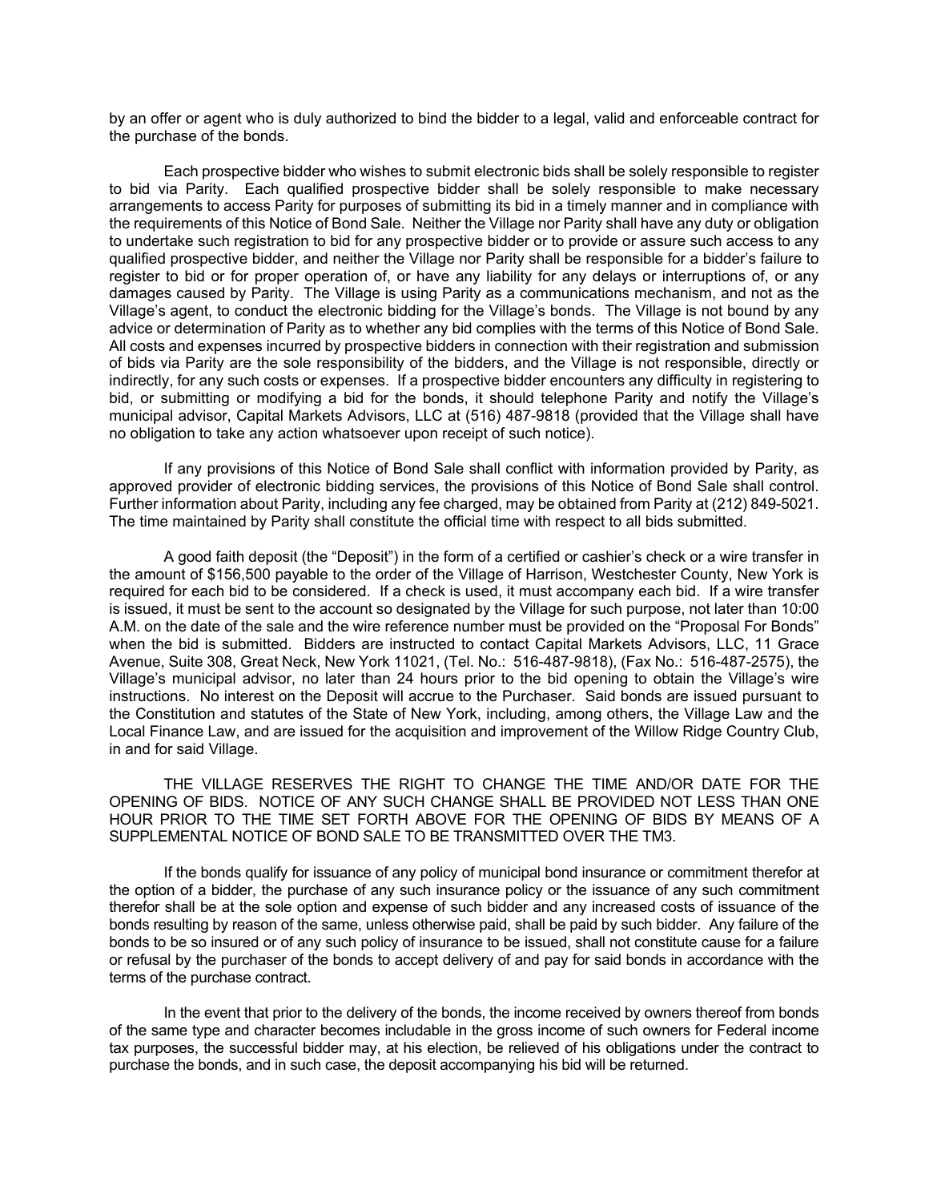by an offer or agent who is duly authorized to bind the bidder to a legal, valid and enforceable contract for the purchase of the bonds.

Each prospective bidder who wishes to submit electronic bids shall be solely responsible to register to bid via Parity. Each qualified prospective bidder shall be solely responsible to make necessary arrangements to access Parity for purposes of submitting its bid in a timely manner and in compliance with the requirements of this Notice of Bond Sale. Neither the Village nor Parity shall have any duty or obligation to undertake such registration to bid for any prospective bidder or to provide or assure such access to any qualified prospective bidder, and neither the Village nor Parity shall be responsible for a bidder's failure to register to bid or for proper operation of, or have any liability for any delays or interruptions of, or any damages caused by Parity. The Village is using Parity as a communications mechanism, and not as the Village's agent, to conduct the electronic bidding for the Village's bonds. The Village is not bound by any advice or determination of Parity as to whether any bid complies with the terms of this Notice of Bond Sale. All costs and expenses incurred by prospective bidders in connection with their registration and submission of bids via Parity are the sole responsibility of the bidders, and the Village is not responsible, directly or indirectly, for any such costs or expenses. If a prospective bidder encounters any difficulty in registering to bid, or submitting or modifying a bid for the bonds, it should telephone Parity and notify the Village's municipal advisor, Capital Markets Advisors, LLC at (516) 487-9818 (provided that the Village shall have no obligation to take any action whatsoever upon receipt of such notice).

If any provisions of this Notice of Bond Sale shall conflict with information provided by Parity, as approved provider of electronic bidding services, the provisions of this Notice of Bond Sale shall control. Further information about Parity, including any fee charged, may be obtained from Parity at (212) 849-5021. The time maintained by Parity shall constitute the official time with respect to all bids submitted.

A good faith deposit (the "Deposit") in the form of a certified or cashier's check or a wire transfer in the amount of $156,500 payable to the order of the Village of Harrison, Westchester County, New York is required for each bid to be considered. If a check is used, it must accompany each bid. If a wire transfer is issued, it must be sent to the account so designated by the Village for such purpose, not later than 10:00 A.M. on the date of the sale and the wire reference number must be provided on the "Proposal For Bonds" when the bid is submitted. Bidders are instructed to contact Capital Markets Advisors, LLC, 11 Grace Avenue, Suite 308, Great Neck, New York 11021, (Tel. No.: 516-487-9818), (Fax No.: 516-487-2575), the Village's municipal advisor, no later than 24 hours prior to the bid opening to obtain the Village's wire instructions. No interest on the Deposit will accrue to the Purchaser. Said bonds are issued pursuant to the Constitution and statutes of the State of New York, including, among others, the Village Law and the Local Finance Law, and are issued for the acquisition and improvement of the Willow Ridge Country Club, in and for said Village.

THE VILLAGE RESERVES THE RIGHT TO CHANGE THE TIME AND/OR DATE FOR THE OPENING OF BIDS. NOTICE OF ANY SUCH CHANGE SHALL BE PROVIDED NOT LESS THAN ONE HOUR PRIOR TO THE TIME SET FORTH ABOVE FOR THE OPENING OF BIDS BY MEANS OF A SUPPLEMENTAL NOTICE OF BOND SALE TO BE TRANSMITTED OVER THE TM3.

If the bonds qualify for issuance of any policy of municipal bond insurance or commitment therefor at the option of a bidder, the purchase of any such insurance policy or the issuance of any such commitment therefor shall be at the sole option and expense of such bidder and any increased costs of issuance of the bonds resulting by reason of the same, unless otherwise paid, shall be paid by such bidder. Any failure of the bonds to be so insured or of any such policy of insurance to be issued, shall not constitute cause for a failure or refusal by the purchaser of the bonds to accept delivery of and pay for said bonds in accordance with the terms of the purchase contract.

In the event that prior to the delivery of the bonds, the income received by owners thereof from bonds of the same type and character becomes includable in the gross income of such owners for Federal income tax purposes, the successful bidder may, at his election, be relieved of his obligations under the contract to purchase the bonds, and in such case, the deposit accompanying his bid will be returned.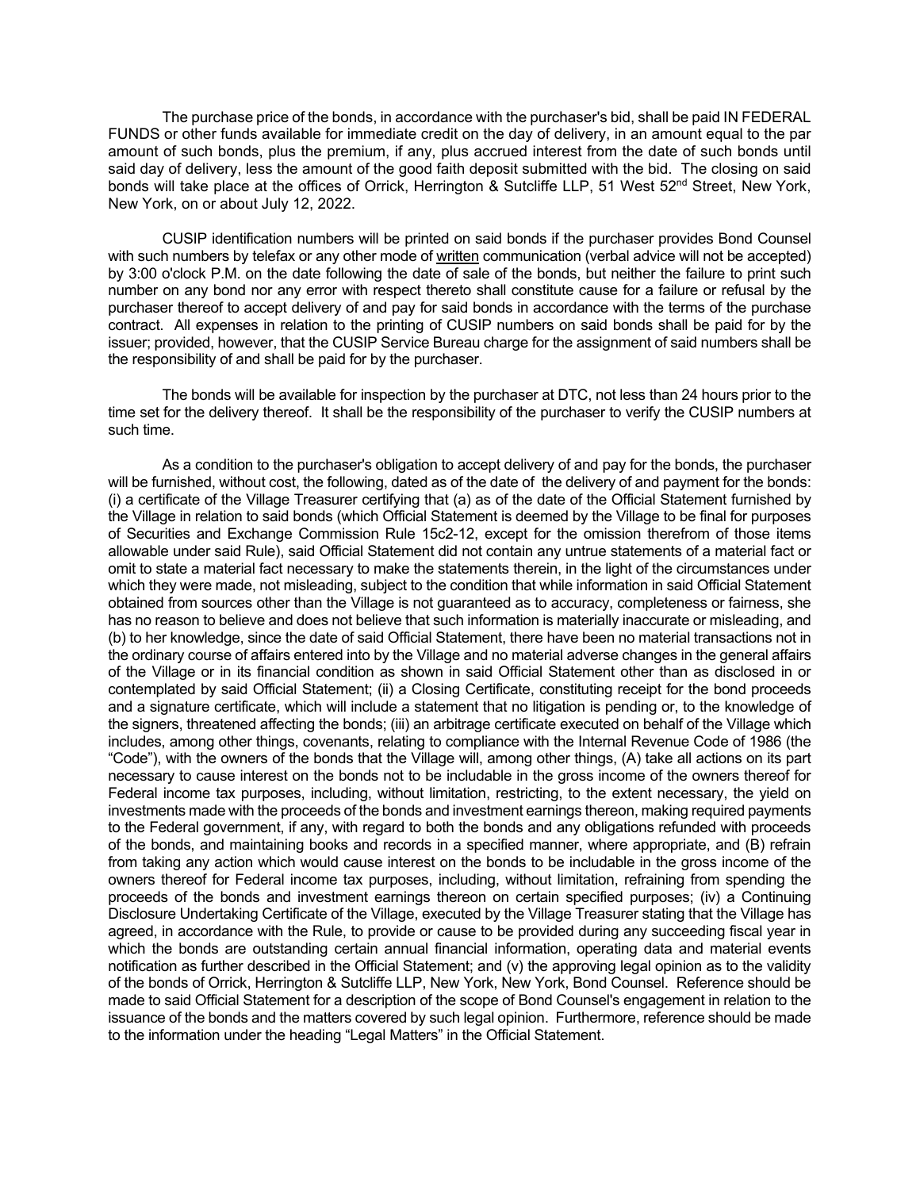The purchase price of the bonds, in accordance with the purchaser's bid, shall be paid IN FEDERAL FUNDS or other funds available for immediate credit on the day of delivery, in an amount equal to the par amount of such bonds, plus the premium, if any, plus accrued interest from the date of such bonds until said day of delivery, less the amount of the good faith deposit submitted with the bid. The closing on said bonds will take place at the offices of Orrick, Herrington & Sutcliffe LLP, 51 West 52nd Street, New York, New York, on or about July 12, 2022.

CUSIP identification numbers will be printed on said bonds if the purchaser provides Bond Counsel with such numbers by telefax or any other mode of written communication (verbal advice will not be accepted) by 3:00 o'clock P.M. on the date following the date of sale of the bonds, but neither the failure to print such number on any bond nor any error with respect thereto shall constitute cause for a failure or refusal by the purchaser thereof to accept delivery of and pay for said bonds in accordance with the terms of the purchase contract. All expenses in relation to the printing of CUSIP numbers on said bonds shall be paid for by the issuer; provided, however, that the CUSIP Service Bureau charge for the assignment of said numbers shall be the responsibility of and shall be paid for by the purchaser.

The bonds will be available for inspection by the purchaser at DTC, not less than 24 hours prior to the time set for the delivery thereof. It shall be the responsibility of the purchaser to verify the CUSIP numbers at such time.

As a condition to the purchaser's obligation to accept delivery of and pay for the bonds, the purchaser will be furnished, without cost, the following, dated as of the date of the delivery of and payment for the bonds: (i) a certificate of the Village Treasurer certifying that (a) as of the date of the Official Statement furnished by the Village in relation to said bonds (which Official Statement is deemed by the Village to be final for purposes of Securities and Exchange Commission Rule 15c2-12, except for the omission therefrom of those items allowable under said Rule), said Official Statement did not contain any untrue statements of a material fact or omit to state a material fact necessary to make the statements therein, in the light of the circumstances under which they were made, not misleading, subject to the condition that while information in said Official Statement obtained from sources other than the Village is not guaranteed as to accuracy, completeness or fairness, she has no reason to believe and does not believe that such information is materially inaccurate or misleading, and (b) to her knowledge, since the date of said Official Statement, there have been no material transactions not in the ordinary course of affairs entered into by the Village and no material adverse changes in the general affairs of the Village or in its financial condition as shown in said Official Statement other than as disclosed in or contemplated by said Official Statement; (ii) a Closing Certificate, constituting receipt for the bond proceeds and a signature certificate, which will include a statement that no litigation is pending or, to the knowledge of the signers, threatened affecting the bonds; (iii) an arbitrage certificate executed on behalf of the Village which includes, among other things, covenants, relating to compliance with the Internal Revenue Code of 1986 (the "Code"), with the owners of the bonds that the Village will, among other things, (A) take all actions on its part necessary to cause interest on the bonds not to be includable in the gross income of the owners thereof for Federal income tax purposes, including, without limitation, restricting, to the extent necessary, the yield on investments made with the proceeds of the bonds and investment earnings thereon, making required payments to the Federal government, if any, with regard to both the bonds and any obligations refunded with proceeds of the bonds, and maintaining books and records in a specified manner, where appropriate, and (B) refrain from taking any action which would cause interest on the bonds to be includable in the gross income of the owners thereof for Federal income tax purposes, including, without limitation, refraining from spending the proceeds of the bonds and investment earnings thereon on certain specified purposes; (iv) a Continuing Disclosure Undertaking Certificate of the Village, executed by the Village Treasurer stating that the Village has agreed, in accordance with the Rule, to provide or cause to be provided during any succeeding fiscal year in which the bonds are outstanding certain annual financial information, operating data and material events notification as further described in the Official Statement; and (v) the approving legal opinion as to the validity of the bonds of Orrick, Herrington & Sutcliffe LLP, New York, New York, Bond Counsel. Reference should be made to said Official Statement for a description of the scope of Bond Counsel's engagement in relation to the issuance of the bonds and the matters covered by such legal opinion. Furthermore, reference should be made to the information under the heading "Legal Matters" in the Official Statement.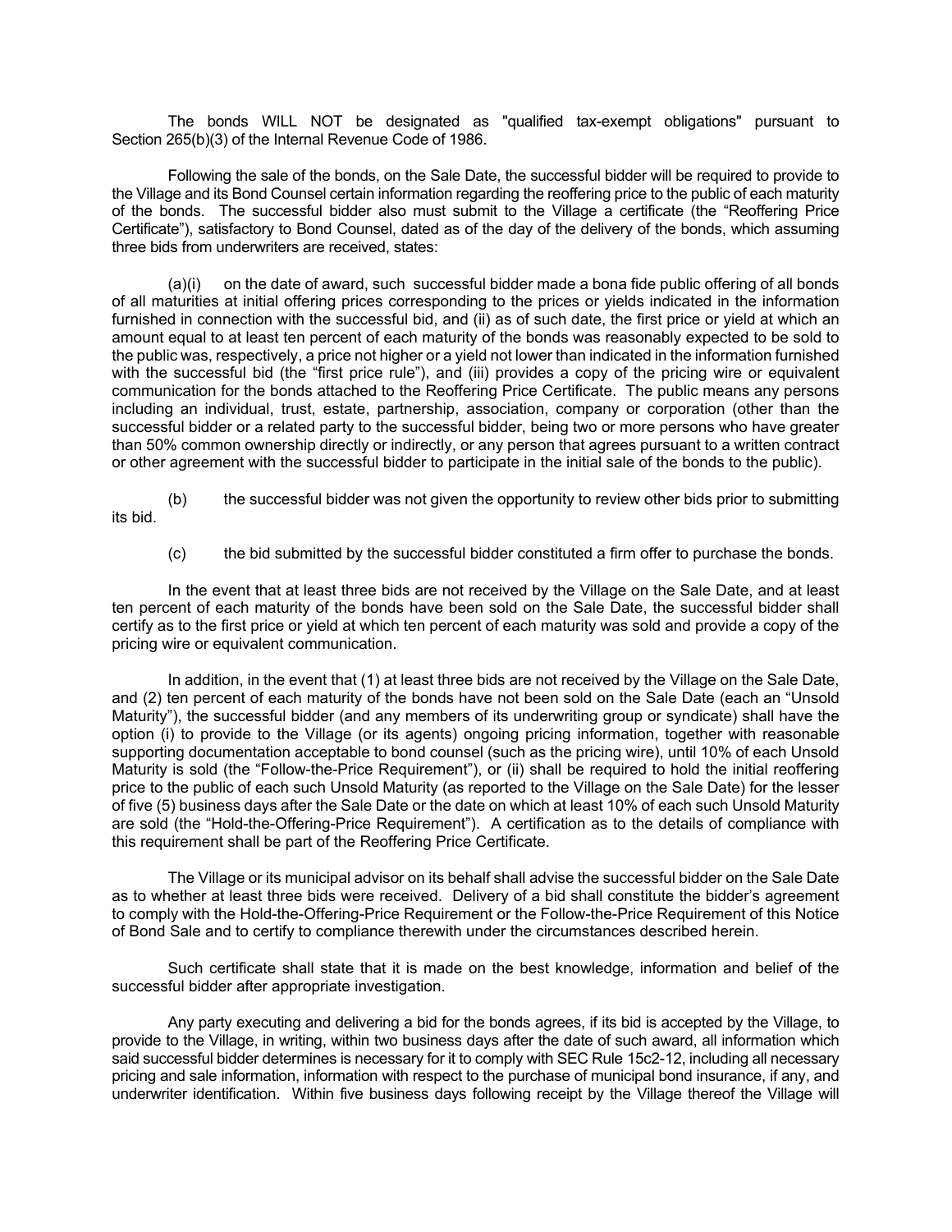The bonds WILL NOT be designated as "qualified tax-exempt obligations" pursuant to Section 265(b)(3) of the Internal Revenue Code of 1986.

Following the sale of the bonds, on the Sale Date, the successful bidder will be required to provide to the Village and its Bond Counsel certain information regarding the reoffering price to the public of each maturity of the bonds. The successful bidder also must submit to the Village a certificate (the "Reoffering Price Certificate"), satisfactory to Bond Counsel, dated as of the day of the delivery of the bonds, which assuming three bids from underwriters are received, states:

(a)(i) on the date of award, such successful bidder made a bona fide public offering of all bonds of all maturities at initial offering prices corresponding to the prices or yields indicated in the information furnished in connection with the successful bid, and (ii) as of such date, the first price or yield at which an amount equal to at least ten percent of each maturity of the bonds was reasonably expected to be sold to the public was, respectively, a price not higher or a yield not lower than indicated in the information furnished with the successful bid (the "first price rule"), and (iii) provides a copy of the pricing wire or equivalent communication for the bonds attached to the Reoffering Price Certificate. The public means any persons including an individual, trust, estate, partnership, association, company or corporation (other than the successful bidder or a related party to the successful bidder, being two or more persons who have greater than 50% common ownership directly or indirectly, or any person that agrees pursuant to a written contract or other agreement with the successful bidder to participate in the initial sale of the bonds to the public).

(b) the successful bidder was not given the opportunity to review other bids prior to submitting its bid.

(c) the bid submitted by the successful bidder constituted a firm offer to purchase the bonds.

In the event that at least three bids are not received by the Village on the Sale Date, and at least ten percent of each maturity of the bonds have been sold on the Sale Date, the successful bidder shall certify as to the first price or yield at which ten percent of each maturity was sold and provide a copy of the pricing wire or equivalent communication.

In addition, in the event that (1) at least three bids are not received by the Village on the Sale Date, and (2) ten percent of each maturity of the bonds have not been sold on the Sale Date (each an "Unsold Maturity"), the successful bidder (and any members of its underwriting group or syndicate) shall have the option (i) to provide to the Village (or its agents) ongoing pricing information, together with reasonable supporting documentation acceptable to bond counsel (such as the pricing wire), until 10% of each Unsold Maturity is sold (the "Follow-the-Price Requirement"), or (ii) shall be required to hold the initial reoffering price to the public of each such Unsold Maturity (as reported to the Village on the Sale Date) for the lesser of five (5) business days after the Sale Date or the date on which at least 10% of each such Unsold Maturity are sold (the "Hold-the-Offering-Price Requirement"). A certification as to the details of compliance with this requirement shall be part of the Reoffering Price Certificate.

The Village or its municipal advisor on its behalf shall advise the successful bidder on the Sale Date as to whether at least three bids were received. Delivery of a bid shall constitute the bidder's agreement to comply with the Hold-the-Offering-Price Requirement or the Follow-the-Price Requirement of this Notice of Bond Sale and to certify to compliance therewith under the circumstances described herein.

Such certificate shall state that it is made on the best knowledge, information and belief of the successful bidder after appropriate investigation.

Any party executing and delivering a bid for the bonds agrees, if its bid is accepted by the Village, to provide to the Village, in writing, within two business days after the date of such award, all information which said successful bidder determines is necessary for it to comply with SEC Rule 15c2-12, including all necessary pricing and sale information, information with respect to the purchase of municipal bond insurance, if any, and underwriter identification. Within five business days following receipt by the Village thereof the Village will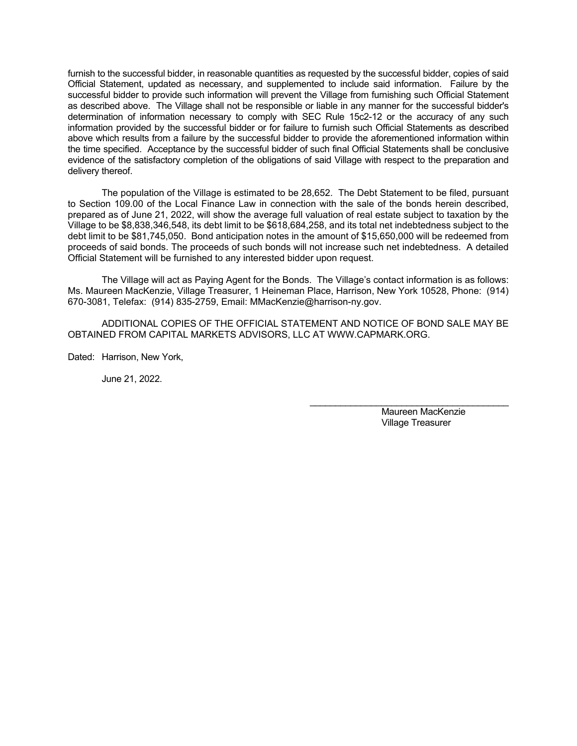furnish to the successful bidder, in reasonable quantities as requested by the successful bidder, copies of said Official Statement, updated as necessary, and supplemented to include said information. Failure by the successful bidder to provide such information will prevent the Village from furnishing such Official Statement as described above. The Village shall not be responsible or liable in any manner for the successful bidder's determination of information necessary to comply with SEC Rule 15c2-12 or the accuracy of any such information provided by the successful bidder or for failure to furnish such Official Statements as described above which results from a failure by the successful bidder to provide the aforementioned information within the time specified. Acceptance by the successful bidder of such final Official Statements shall be conclusive evidence of the satisfactory completion of the obligations of said Village with respect to the preparation and delivery thereof.

The population of the Village is estimated to be 28,652. The Debt Statement to be filed, pursuant to Section 109.00 of the Local Finance Law in connection with the sale of the bonds herein described, prepared as of June 21, 2022, will show the average full valuation of real estate subject to taxation by the Village to be $8,838,346,548, its debt limit to be $618,684,258, and its total net indebtedness subject to the debt limit to be $81,745,050. Bond anticipation notes in the amount of $15,650,000 will be redeemed from proceeds of said bonds. The proceeds of such bonds will not increase such net indebtedness. A detailed Official Statement will be furnished to any interested bidder upon request.

The Village will act as Paying Agent for the Bonds. The Village's contact information is as follows: Ms. Maureen MacKenzie, Village Treasurer, 1 Heineman Place, Harrison, New York 10528, Phone: (914) 670-3081, Telefax: (914) 835-2759, Email: MMacKenzie@harrison-ny.gov.

ADDITIONAL COPIES OF THE OFFICIAL STATEMENT AND NOTICE OF BOND SALE MAY BE OBTAINED FROM CAPITAL MARKETS ADVISORS, LLC AT WWW.CAPMARK.ORG.

Dated: Harrison, New York,

June 21, 2022.

\_\_\_\_\_\_\_\_\_\_\_\_\_\_\_\_\_\_\_\_\_\_\_\_\_\_\_\_\_\_\_\_\_\_\_\_\_\_\_\_

Maureen MacKenzie
Village Treasurer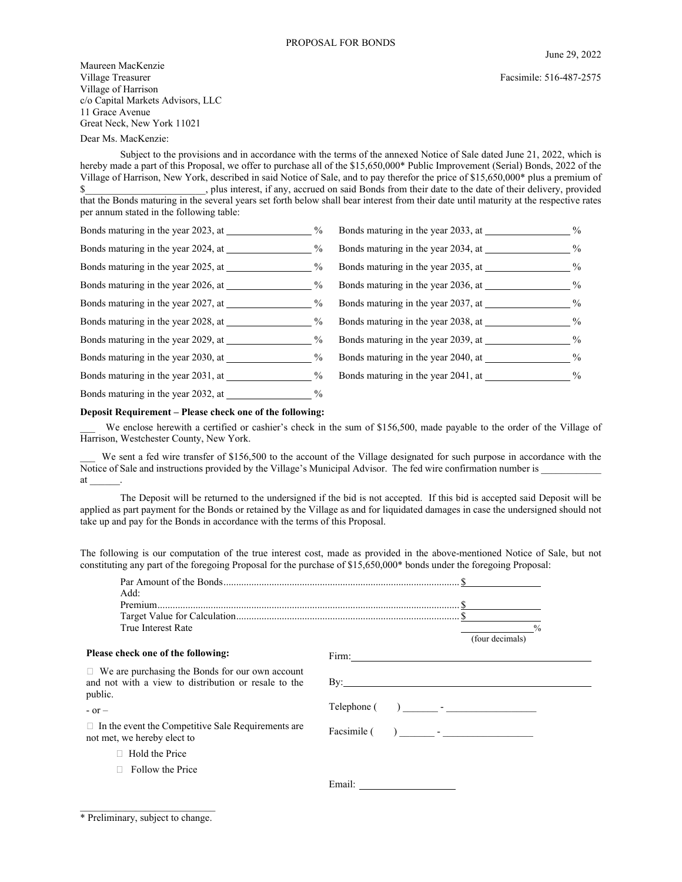PROPOSAL FOR BONDS

June 29, 2022

Maureen MacKenzie
Village Treasurer
Village of Harrison
c/o Capital Markets Advisors, LLC
11 Grace Avenue
Great Neck, New York 11021

Facsimile: 516-487-2575

Dear Ms. MacKenzie:

Subject to the provisions and in accordance with the terms of the annexed Notice of Sale dated June 21, 2022, which is hereby made a part of this Proposal, we offer to purchase all of the $15,650,000* Public Improvement (Serial) Bonds, 2022 of the Village of Harrison, New York, described in said Notice of Sale, and to pay therefor the price of $15,650,000* plus a premium of $\_\_\_\_\_\_\_\_\_\_\_\_\_\_\_\_\_\_\_\_\_\_\_\_, plus interest, if any, accrued on said Bonds from their date to the date of their delivery, provided that the Bonds maturing in the several years set forth below shall bear interest from their date until maturity at the respective rates per annum stated in the following table:

| | |
|---|---|
| Bonds maturing in the year 2023, at \_\_\_\_\_\_\_\_\_\_\_\_\_\_\_\_ % | Bonds maturing in the year 2033, at \_\_\_\_\_\_\_\_\_\_\_\_\_\_\_\_ % |
| Bonds maturing in the year 2024, at \_\_\_\_\_\_\_\_\_\_\_\_\_\_\_\_ % | Bonds maturing in the year 2034, at \_\_\_\_\_\_\_\_\_\_\_\_\_\_\_\_ % |
| Bonds maturing in the year 2025, at \_\_\_\_\_\_\_\_\_\_\_\_\_\_\_\_ % | Bonds maturing in the year 2035, at \_\_\_\_\_\_\_\_\_\_\_\_\_\_\_\_ % |
| Bonds maturing in the year 2026, at \_\_\_\_\_\_\_\_\_\_\_\_\_\_\_\_ % | Bonds maturing in the year 2036, at \_\_\_\_\_\_\_\_\_\_\_\_\_\_\_\_ % |
| Bonds maturing in the year 2027, at \_\_\_\_\_\_\_\_\_\_\_\_\_\_\_\_ % | Bonds maturing in the year 2037, at \_\_\_\_\_\_\_\_\_\_\_\_\_\_\_\_ % |
| Bonds maturing in the year 2028, at \_\_\_\_\_\_\_\_\_\_\_\_\_\_\_\_ % | Bonds maturing in the year 2038, at \_\_\_\_\_\_\_\_\_\_\_\_\_\_\_\_ % |
| Bonds maturing in the year 2029, at \_\_\_\_\_\_\_\_\_\_\_\_\_\_\_\_ % | Bonds maturing in the year 2039, at \_\_\_\_\_\_\_\_\_\_\_\_\_\_\_\_ % |
| Bonds maturing in the year 2030, at \_\_\_\_\_\_\_\_\_\_\_\_\_\_\_\_ % | Bonds maturing in the year 2040, at \_\_\_\_\_\_\_\_\_\_\_\_\_\_\_\_ % |
| Bonds maturing in the year 2031, at \_\_\_\_\_\_\_\_\_\_\_\_\_\_\_\_ % | Bonds maturing in the year 2041, at \_\_\_\_\_\_\_\_\_\_\_\_\_\_\_\_ % |
| Bonds maturing in the year 2032, at \_\_\_\_\_\_\_\_\_\_\_\_\_\_\_\_ % | |

**Deposit Requirement – Please check one of the following:**

\_\_\_ We enclose herewith a certified or cashier's check in the sum of $156,500, made payable to the order of the Village of Harrison, Westchester County, New York.

\_\_\_ We sent a fed wire transfer of $156,500 to the account of the Village designated for such purpose in accordance with the Notice of Sale and instructions provided by the Village's Municipal Advisor. The fed wire confirmation number is \_\_\_\_\_\_\_\_\_\_\_\_ at \_\_\_\_\_\_.

The Deposit will be returned to the undersigned if the bid is not accepted. If this bid is accepted said Deposit will be applied as part payment for the Bonds or retained by the Village as and for liquidated damages in case the undersigned should not take up and pay for the Bonds in accordance with the terms of this Proposal.

The following is our computation of the true interest cost, made as provided in the above-mentioned Notice of Sale, but not constituting any part of the foregoing Proposal for the purchase of $15,650,000* bonds under the foregoing Proposal:

| | |
|---|---|
| Par Amount of the Bonds | $\_\_\_\_\_\_\_\_\_\_\_\_\_\_\_ |
| Add: | |
| Premium | $\_\_\_\_\_\_\_\_\_\_\_\_\_\_\_ |
| Target Value for Calculation | $\_\_\_\_\_\_\_\_\_\_\_\_\_\_\_ |
| True Interest Rate | \_\_\_\_\_\_\_\_\_\_\_\_\_\_\_ % (four decimals) |

**Please check one of the following:**

☐ We are purchasing the Bonds for our own account and not with a view to distribution or resale to the public.

\- or –

☐ In the event the Competitive Sale Requirements are not met, we hereby elect to

- ☐ Hold the Price
- ☐ Follow the Price

Firm: \_\_\_\_\_\_\_\_\_\_\_\_\_\_\_\_\_\_\_\_\_\_\_\_\_\_\_\_\_\_\_\_\_\_\_\_

By: \_\_\_\_\_\_\_\_\_\_\_\_\_\_\_\_\_\_\_\_\_\_\_\_\_\_\_\_\_\_\_\_\_\_\_\_

Telephone ( ) \_\_\_\_\_\_\_ - \_\_\_\_\_\_\_\_\_\_\_\_\_\_\_\_\_\_

Facsimile ( ) \_\_\_\_\_\_\_ - \_\_\_\_\_\_\_\_\_\_\_\_\_\_\_\_\_\_

Email: \_\_\_\_\_\_\_\_\_\_\_\_\_\_\_\_\_\_\_\_

\* Preliminary, subject to change.